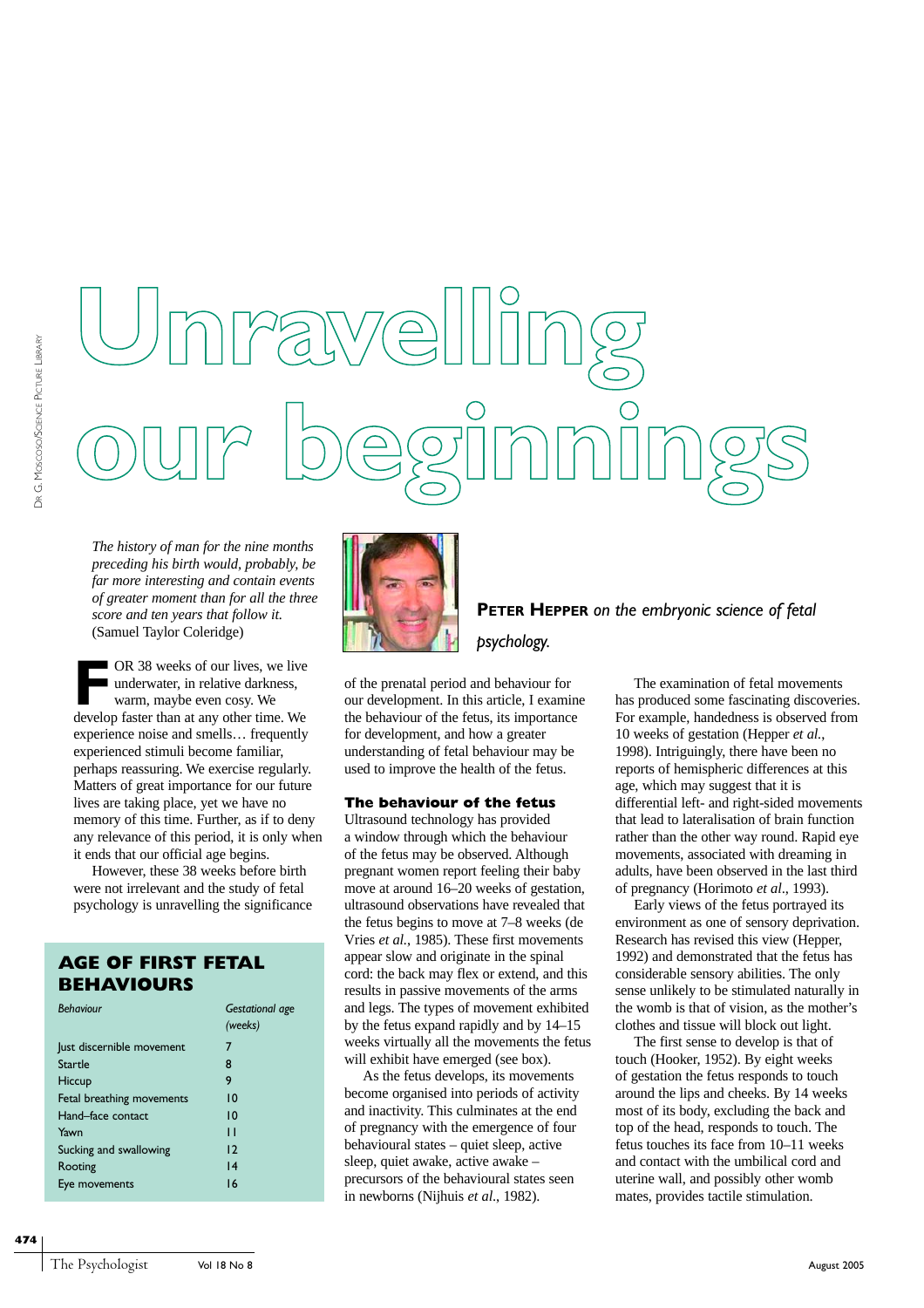# Unravelling our beginnings

*The history of man for the nine months preceding his birth would, probably, be far more interesting and contain events of greater moment than for all the three score and ten years that follow it.*
(Samuel Taylor Coleridge)

**Peter Hepper** *on the embryonic science of fetal psychology.*

FOR 38 weeks of our lives, we live underwater, in relative darkness, warm, maybe even cosy. We develop faster than at any other time. We experience noise and smells… frequently experienced stimuli become familiar, perhaps reassuring. We exercise regularly. Matters of great importance for our future lives are taking place, yet we have no memory of this time. Further, as if to deny any relevance of this period, it is only when it ends that our official age begins.

However, these 38 weeks before birth were not irrelevant and the study of fetal psychology is unravelling the significance of the prenatal period and behaviour for our development. In this article, I examine the behaviour of the fetus, its importance for development, and how a greater understanding of fetal behaviour may be used to improve the health of the fetus.

## AGE OF FIRST FETAL BEHAVIOURS

| *Behaviour* | *Gestational age (weeks)* |
|---|---|
| Just discernible movement | 7 |
| Startle | 8 |
| Hiccup | 9 |
| Fetal breathing movements | 10 |
| Hand–face contact | 10 |
| Yawn | 11 |
| Sucking and swallowing | 12 |
| Rooting | 14 |
| Eye movements | 16 |

## The behaviour of the fetus

Ultrasound technology has provided a window through which the behaviour of the fetus may be observed. Although pregnant women report feeling their baby move at around 16–20 weeks of gestation, ultrasound observations have revealed that the fetus begins to move at 7–8 weeks (de Vries *et al.*, 1985). These first movements appear slow and originate in the spinal cord: the back may flex or extend, and this results in passive movements of the arms and legs. The types of movement exhibited by the fetus expand rapidly and by 14–15 weeks virtually all the movements the fetus will exhibit have emerged (see box).

As the fetus develops, its movements become organised into periods of activity and inactivity. This culminates at the end of pregnancy with the emergence of four behavioural states – quiet sleep, active sleep, quiet awake, active awake – precursors of the behavioural states seen in newborns (Nijhuis *et al.*, 1982).

The examination of fetal movements has produced some fascinating discoveries. For example, handedness is observed from 10 weeks of gestation (Hepper *et al.*, 1998). Intriguingly, there have been no reports of hemispheric differences at this age, which may suggest that it is differential left- and right-sided movements that lead to lateralisation of brain function rather than the other way round. Rapid eye movements, associated with dreaming in adults, have been observed in the last third of pregnancy (Horimoto *et al.*, 1993).

Early views of the fetus portrayed its environment as one of sensory deprivation. Research has revised this view (Hepper, 1992) and demonstrated that the fetus has considerable sensory abilities. The only sense unlikely to be stimulated naturally in the womb is that of vision, as the mother's clothes and tissue will block out light.

The first sense to develop is that of touch (Hooker, 1952). By eight weeks of gestation the fetus responds to touch around the lips and cheeks. By 14 weeks most of its body, excluding the back and top of the head, responds to touch. The fetus touches its face from 10–11 weeks and contact with the umbilical cord and uterine wall, and possibly other womb mates, provides tactile stimulation.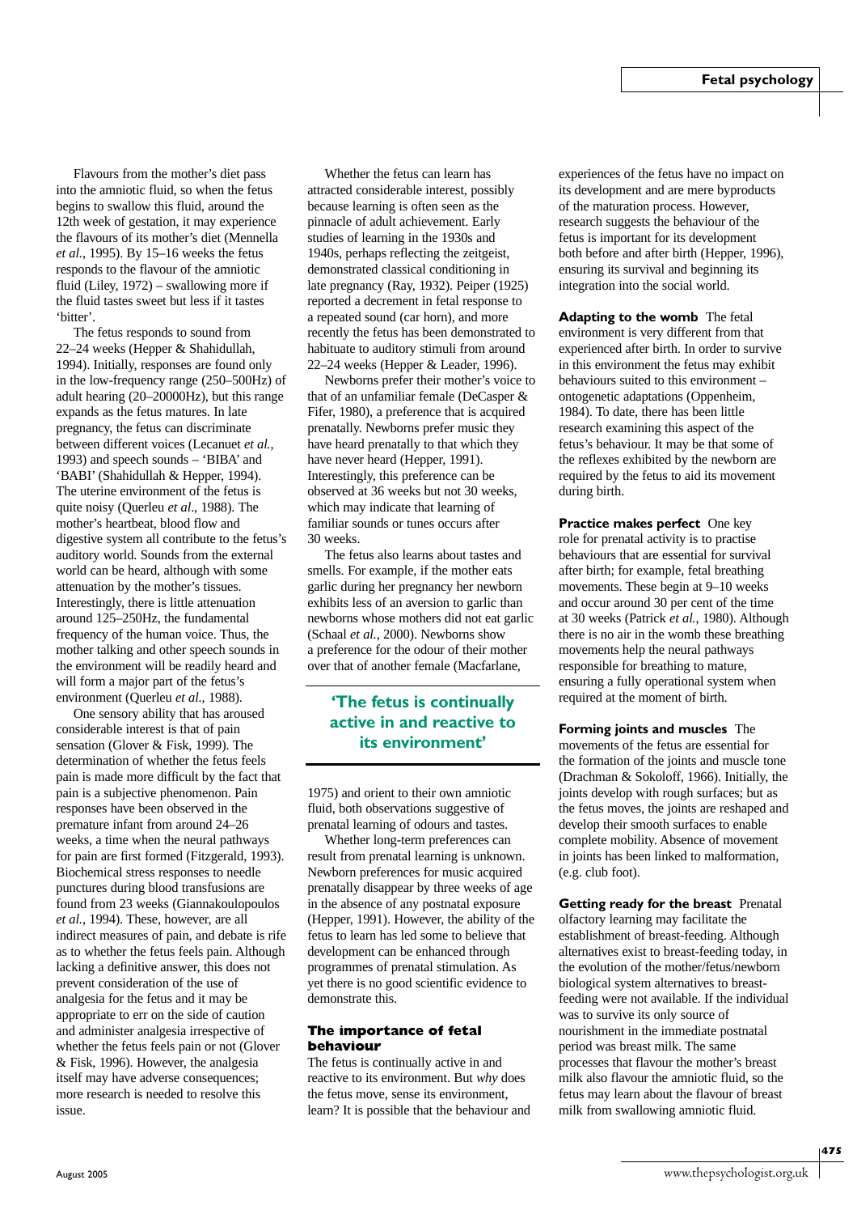Flavours from the mother's diet pass into the amniotic fluid, so when the fetus begins to swallow this fluid, around the 12th week of gestation, it may experience the flavours of its mother's diet (Mennella *et al.*, 1995). By 15–16 weeks the fetus responds to the flavour of the amniotic fluid (Liley, 1972) – swallowing more if the fluid tastes sweet but less if it tastes 'bitter'.

The fetus responds to sound from 22–24 weeks (Hepper & Shahidullah, 1994). Initially, responses are found only in the low-frequency range (250–500Hz) of adult hearing (20–20000Hz), but this range expands as the fetus matures. In late pregnancy, the fetus can discriminate between different voices (Lecanuet *et al.*, 1993) and speech sounds – 'BIBA' and 'BABI' (Shahidullah & Hepper, 1994). The uterine environment of the fetus is quite noisy (Querleu *et al*., 1988). The mother's heartbeat, blood flow and digestive system all contribute to the fetus's auditory world. Sounds from the external world can be heard, although with some attenuation by the mother's tissues. Interestingly, there is little attenuation around 125–250Hz, the fundamental frequency of the human voice. Thus, the mother talking and other speech sounds in the environment will be readily heard and will form a major part of the fetus's environment (Querleu *et al.*, 1988).

One sensory ability that has aroused considerable interest is that of pain sensation (Glover & Fisk, 1999). The determination of whether the fetus feels pain is made more difficult by the fact that pain is a subjective phenomenon. Pain responses have been observed in the premature infant from around 24–26 weeks, a time when the neural pathways for pain are first formed (Fitzgerald, 1993). Biochemical stress responses to needle punctures during blood transfusions are found from 23 weeks (Giannakoulopoulos *et al.*, 1994). These, however, are all indirect measures of pain, and debate is rife as to whether the fetus feels pain. Although lacking a definitive answer, this does not prevent consideration of the use of analgesia for the fetus and it may be appropriate to err on the side of caution and administer analgesia irrespective of whether the fetus feels pain or not (Glover & Fisk, 1996). However, the analgesia itself may have adverse consequences; more research is needed to resolve this issue.

Whether the fetus can learn has attracted considerable interest, possibly because learning is often seen as the pinnacle of adult achievement. Early studies of learning in the 1930s and 1940s, perhaps reflecting the zeitgeist, demonstrated classical conditioning in late pregnancy (Ray, 1932). Peiper (1925) reported a decrement in fetal response to a repeated sound (car horn), and more recently the fetus has been demonstrated to habituate to auditory stimuli from around 22–24 weeks (Hepper & Leader, 1996).

Newborns prefer their mother's voice to that of an unfamiliar female (DeCasper & Fifer, 1980), a preference that is acquired prenatally. Newborns prefer music they have heard prenatally to that which they have never heard (Hepper, 1991). Interestingly, this preference can be observed at 36 weeks but not 30 weeks, which may indicate that learning of familiar sounds or tunes occurs after 30 weeks.

The fetus also learns about tastes and smells. For example, if the mother eats garlic during her pregnancy her newborn exhibits less of an aversion to garlic than newborns whose mothers did not eat garlic (Schaal *et al.*, 2000). Newborns show a preference for the odour of their mother over that of another female (Macfarlane, 1975) and orient to their own amniotic fluid, both observations suggestive of prenatal learning of odours and tastes.

> **'The fetus is continually active in and reactive to its environment'**

Whether long-term preferences can result from prenatal learning is unknown. Newborn preferences for music acquired prenatally disappear by three weeks of age in the absence of any postnatal exposure (Hepper, 1991). However, the ability of the fetus to learn has led some to believe that development can be enhanced through programmes of prenatal stimulation. As yet there is no good scientific evidence to demonstrate this.

## The importance of fetal behaviour

The fetus is continually active in and reactive to its environment. But *why* does the fetus move, sense its environment, learn? It is possible that the behaviour and experiences of the fetus have no impact on its development and are mere byproducts of the maturation process. However, research suggests the behaviour of the fetus is important for its development both before and after birth (Hepper, 1996), ensuring its survival and beginning its integration into the social world.

**Adapting to the womb** The fetal environment is very different from that experienced after birth. In order to survive in this environment the fetus may exhibit behaviours suited to this environment – ontogenetic adaptations (Oppenheim, 1984). To date, there has been little research examining this aspect of the fetus's behaviour. It may be that some of the reflexes exhibited by the newborn are required by the fetus to aid its movement during birth.

**Practice makes perfect** One key role for prenatal activity is to practise behaviours that are essential for survival after birth; for example, fetal breathing movements. These begin at 9–10 weeks and occur around 30 per cent of the time at 30 weeks (Patrick *et al.*, 1980). Although there is no air in the womb these breathing movements help the neural pathways responsible for breathing to mature, ensuring a fully operational system when required at the moment of birth.

**Forming joints and muscles** The movements of the fetus are essential for the formation of the joints and muscle tone (Drachman & Sokoloff, 1966). Initially, the joints develop with rough surfaces; but as the fetus moves, the joints are reshaped and develop their smooth surfaces to enable complete mobility. Absence of movement in joints has been linked to malformation, (e.g. club foot).

**Getting ready for the breast** Prenatal olfactory learning may facilitate the establishment of breast-feeding. Although alternatives exist to breast-feeding today, in the evolution of the mother/fetus/newborn biological system alternatives to breast-feeding were not available. If the individual was to survive its only source of nourishment in the immediate postnatal period was breast milk. The same processes that flavour the mother's breast milk also flavour the amniotic fluid, so the fetus may learn about the flavour of breast milk from swallowing amniotic fluid.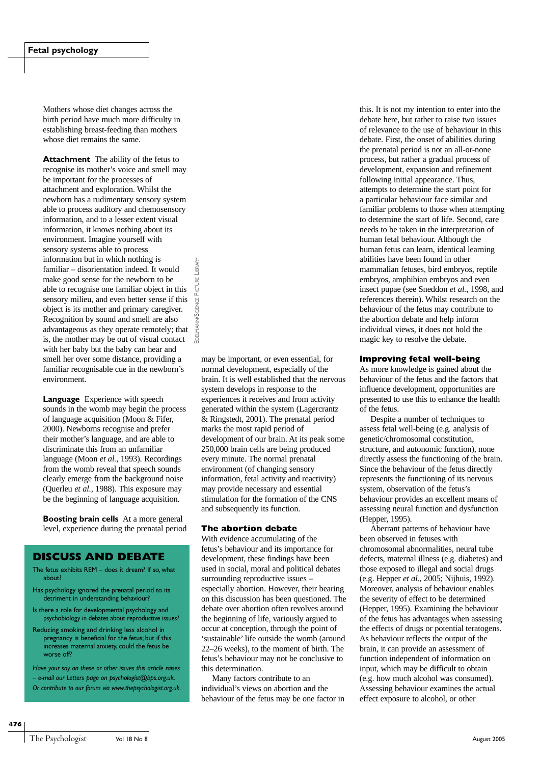Mothers whose diet changes across the birth period have much more difficulty in establishing breast-feeding than mothers whose diet remains the same.

**Attachment** The ability of the fetus to recognise its mother's voice and smell may be important for the processes of attachment and exploration. Whilst the newborn has a rudimentary sensory system able to process auditory and chemosensory information, and to a lesser extent visual information, it knows nothing about its environment. Imagine yourself with sensory systems able to process information but in which nothing is familiar – disorientation indeed. It would make good sense for the newborn to be able to recognise one familiar object in this sensory milieu, and even better sense if this object is its mother and primary caregiver. Recognition by sound and smell are also advantageous as they operate remotely; that is, the mother may be out of visual contact with her baby but the baby can hear and smell her over some distance, providing a familiar recognisable cue in the newborn's environment.

**Language** Experience with speech sounds in the womb may begin the process of language acquisition (Moon & Fifer, 2000). Newborns recognise and prefer their mother's language, and are able to discriminate this from an unfamiliar language (Moon *et al.*, 1993). Recordings from the womb reveal that speech sounds clearly emerge from the background noise (Querleu *et al.*, 1988). This exposure may be the beginning of language acquisition.

**Boosting brain cells** At a more general level, experience during the prenatal period may be important, or even essential, for normal development, especially of the brain. It is well established that the nervous system develops in response to the experiences it receives and from activity generated within the system (Lagercrantz & Ringstedt, 2001). The prenatal period marks the most rapid period of development of our brain. At its peak some 250,000 brain cells are being produced every minute. The normal prenatal environment (of changing sensory information, fetal activity and reactivity) may provide necessary and essential stimulation for the formation of the CNS and subsequently its function.

## DISCUSS AND DEBATE

The fetus exhibits REM – does it dream? If so, what about?

Has psychology ignored the prenatal period to its detriment in understanding behaviour?

Is there a role for developmental psychology and psychobiology in debates about reproductive issues?

Reducing smoking and drinking less alcohol in pregnancy is beneficial for the fetus; but if this increases maternal anxiety, could the fetus be worse off?

*Have your say on these or other issues this article raises – e-mail our Letters page on psychologist@bps.org.uk. Or contribute to our forum via www.thepsychologist.org.uk.*

EDELMANN/SCIENCE PICTURE LIBRARY

### The abortion debate

With evidence accumulating of the fetus's behaviour and its importance for development, these findings have been used in social, moral and political debates surrounding reproductive issues – especially abortion. However, their bearing on this discussion has been questioned. The debate over abortion often revolves around the beginning of life, variously argued to occur at conception, through the point of 'sustainable' life outside the womb (around 22–26 weeks), to the moment of birth. The fetus's behaviour may not be conclusive to this determination.

Many factors contribute to an individual's views on abortion and the behaviour of the fetus may be one factor in this. It is not my intention to enter into the debate here, but rather to raise two issues of relevance to the use of behaviour in this debate. First, the onset of abilities during the prenatal period is not an all-or-none process, but rather a gradual process of development, expansion and refinement following initial appearance. Thus, attempts to determine the start point for a particular behaviour face similar and familiar problems to those when attempting to determine the start of life. Second, care needs to be taken in the interpretation of human fetal behaviour. Although the human fetus can learn, identical learning abilities have been found in other mammalian fetuses, bird embryos, reptile embryos, amphibian embryos and even insect pupae (see Sneddon *et al.*, 1998, and references therein). Whilst research on the behaviour of the fetus may contribute to the abortion debate and help inform individual views, it does not hold the magic key to resolve the debate.

### Improving fetal well-being

As more knowledge is gained about the behaviour of the fetus and the factors that influence development, opportunities are presented to use this to enhance the health of the fetus.

Despite a number of techniques to assess fetal well-being (e.g. analysis of genetic/chromosomal constitution, structure, and autonomic function), none directly assess the functioning of the brain. Since the behaviour of the fetus directly represents the functioning of its nervous system, observation of the fetus's behaviour provides an excellent means of assessing neural function and dysfunction (Hepper, 1995).

Aberrant patterns of behaviour have been observed in fetuses with chromosomal abnormalities, neural tube defects, maternal illness (e.g. diabetes) and those exposed to illegal and social drugs (e.g. Hepper *et al.*, 2005; Nijhuis, 1992). Moreover, analysis of behaviour enables the severity of effect to be determined (Hepper, 1995). Examining the behaviour of the fetus has advantages when assessing the effects of drugs or potential teratogens. As behaviour reflects the output of the brain, it can provide an assessment of function independent of information on input, which may be difficult to obtain (e.g. how much alcohol was consumed). Assessing behaviour examines the actual effect exposure to alcohol, or other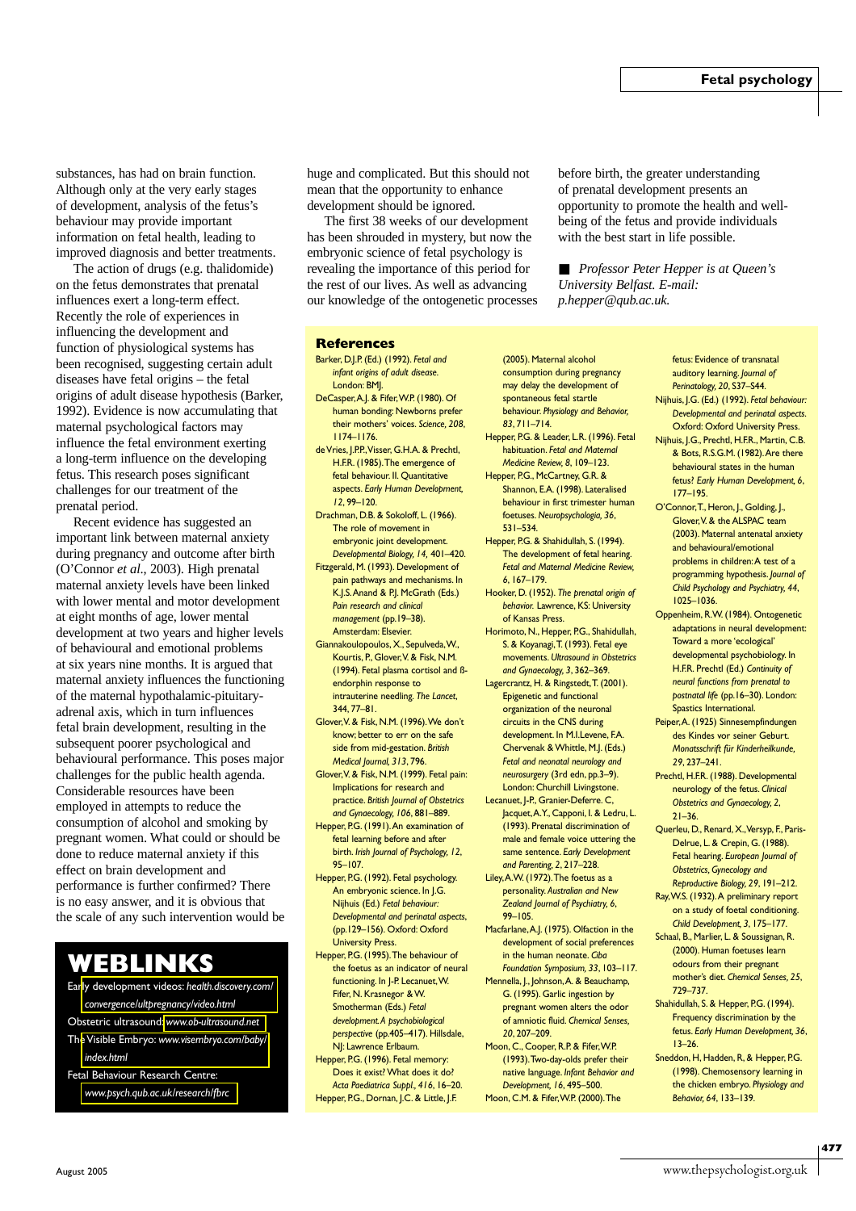substances, has had on brain function. Although only at the very early stages of development, analysis of the fetus's behaviour may provide important information on fetal health, leading to improved diagnosis and better treatments.

The action of drugs (e.g. thalidomide) on the fetus demonstrates that prenatal influences exert a long-term effect. Recently the role of experiences in influencing the development and function of physiological systems has been recognised, suggesting certain adult diseases have fetal origins – the fetal origins of adult disease hypothesis (Barker, 1992). Evidence is now accumulating that maternal psychological factors may influence the fetal environment exerting a long-term influence on the developing fetus. This research poses significant challenges for our treatment of the prenatal period.

Recent evidence has suggested an important link between maternal anxiety during pregnancy and outcome after birth (O'Connor *et al.*, 2003). High prenatal maternal anxiety levels have been linked with lower mental and motor development at eight months of age, lower mental development at two years and higher levels of behavioural and emotional problems at six years nine months. It is argued that maternal anxiety influences the functioning of the maternal hypothalamic-pituitary-adrenal axis, which in turn influences fetal brain development, resulting in the subsequent poorer psychological and behavioural performance. This poses major challenges for the public health agenda. Considerable resources have been employed in attempts to reduce the consumption of alcohol and smoking by pregnant women. What could or should be done to reduce maternal anxiety if this effect on brain development and performance is further confirmed? There is no easy answer, and it is obvious that the scale of any such intervention would be huge and complicated. But this should not mean that the opportunity to enhance development should be ignored.

The first 38 weeks of our development has been shrouded in mystery, but now the embryonic science of fetal psychology is revealing the importance of this period for the rest of our lives. As well as advancing our knowledge of the ontogenetic processes before birth, the greater understanding of prenatal development presents an opportunity to promote the health and well-being of the fetus and provide individuals with the best start in life possible.

■ *Professor Peter Hepper is at Queen's University Belfast. E-mail: p.hepper@qub.ac.uk.*

## WEBLINKS

Early development videos: *health.discovery.com/convergence/ultpregnancy/video.html*

Obstetric ultrasound: *www.ob-ultrasound.net*

The Visible Embryo: *www.visembryo.com/baby/index.html*

Fetal Behaviour Research Centre: *www.psych.qub.ac.uk/research/fbrc*

## References

Barker, D.J.P. (Ed.) (1992). *Fetal and infant origins of adult disease.* London: BMJ.

DeCasper, A.J. & Fifer, W.P. (1980). Of human bonding: Newborns prefer their mothers' voices. *Science, 208*, 1174–1176.

de Vries, J.P.P., Visser, G.H.A. & Prechtl, H.F.R. (1985). The emergence of fetal behaviour. II. Quantitative aspects. *Early Human Development, 12*, 99–120.

Drachman, D.B. & Sokoloff, L. (1966). The role of movement in embryonic joint development. *Developmental Biology, 14*, 401–420.

Fitzgerald, M. (1993). Development of pain pathways and mechanisms. In K.J.S. Anand & P.J. McGrath (Eds.) *Pain research and clinical management* (pp.19–38). Amsterdam: Elsevier.

Giannakoulopoulos, X., Sepulveda, W., Kourtis, P., Glover, V. & Fisk, N.M. (1994). Fetal plasma cortisol and ß-endorphin response to intrauterine needling. *The Lancet*, 344, 77–81.

Glover, V. & Fisk, N.M. (1996). We don't know; better to err on the safe side from mid-gestation. *British Medical Journal, 313*, 796.

Glover, V. & Fisk, N.M. (1999). Fetal pain: Implications for research and practice. *British Journal of Obstetrics and Gynaecology, 106*, 881–889.

Hepper, P.G. (1991). An examination of fetal learning before and after birth. *Irish Journal of Psychology, 12*, 95–107.

Hepper, P.G. (1992). Fetal psychology. An embryonic science. In J.G. Nijhuis (Ed.) *Fetal behaviour: Developmental and perinatal aspects*, (pp.129–156). Oxford: Oxford University Press.

Hepper, P.G. (1995). The behaviour of the foetus as an indicator of neural functioning. In J-P. Lecanuet, W. Fifer, N. Krasnegor & W. Smotherman (Eds.) *Fetal development. A psychobiological perspective* (pp.405–417). Hillsdale, NJ: Lawrence Erlbaum.

Hepper, P.G. (1996). Fetal memory: Does it exist? What does it do? *Acta Paediatrica Suppl., 416*, 16–20.

Hepper, P.G., Dornan, J.C. & Little, J.F. (2005). Maternal alcohol consumption during pregnancy may delay the development of spontaneous fetal startle behaviour. *Physiology and Behavior, 83*, 711–714.

Hepper, P.G. & Leader, L.R. (1996). Fetal habituation. *Fetal and Maternal Medicine Review, 8*, 109–123.

Hepper, P.G., McCartney, G.R. & Shannon, E.A. (1998). Lateralised behaviour in first trimester human foetuses. *Neuropsychologia, 36*, 531–534.

Hepper, P.G. & Shahidullah, S. (1994). The development of fetal hearing. *Fetal and Maternal Medicine Review, 6*, 167–179.

Hooker, D. (1952). *The prenatal origin of behavior.* Lawrence, KS: University of Kansas Press.

Horimoto, N., Hepper, P.G., Shahidullah, S. & Koyanagi, T. (1993). Fetal eye movements. *Ultrasound in Obstetrics and Gynaecology, 3*, 362–369.

Lagercrantz, H. & Ringstedt, T. (2001). Epigenetic and functional organization of the neuronal circuits in the CNS during development. In M.I. Levene, F.A. Chervenak & Whittle, M.J. (Eds.) *Fetal and neonatal neurology and neurosurgery* (3rd edn, pp.3–9). London: Churchill Livingstone.

Lecanuet, J-P., Granier-Deferre. C, Jacquet, A.Y., Capponi, I. & Ledru, L. (1993). Prenatal discrimination of male and female voice uttering the same sentence. *Early Development and Parenting, 2*, 217–228.

Liley, A.W. (1972). The foetus as a personality. *Australian and New Zealand Journal of Psychiatry, 6*, 99–105.

Macfarlane, A.J. (1975). Olfaction in the development of social preferences in the human neonate. *Ciba Foundation Symposium, 33*, 103–117.

Mennella, J., Johnson, A. & Beauchamp, G. (1995). Garlic ingestion by pregnant women alters the odor of amniotic fluid. *Chemical Senses, 20*, 207–209.

Moon, C., Cooper, R.P. & Fifer, W.P. (1993). Two-day-olds prefer their native language. *Infant Behavior and Development, 16*, 495–500.

Moon, C.M. & Fifer, W.P. (2000). The fetus: Evidence of transnatal auditory learning. *Journal of Perinatology, 20*, S37–S44.

Nijhuis, J.G. (Ed.) (1992). *Fetal behaviour: Developmental and perinatal aspects.* Oxford: Oxford University Press.

Nijhuis, J.G., Prechtl, H.F.R., Martin, C.B. & Bots, R.S.G.M. (1982). Are there behavioural states in the human fetus? *Early Human Development, 6*, 177–195.

O'Connor, T., Heron, J., Golding, J., Glover, V. & the ALSPAC team (2003). Maternal antenatal anxiety and behavioural/emotional problems in children: A test of a programming hypothesis. *Journal of Child Psychology and Psychiatry, 44*, 1025–1036.

Oppenheim, R.W. (1984). Ontogenetic adaptations in neural development: Toward a more 'ecological' developmental psychobiology. In H.F.R. Prechtl (Ed.) *Continuity of neural functions from prenatal to postnatal life* (pp.16–30). London: Spastics International.

Peiper, A. (1925) Sinnesempfindungen des Kindes vor seiner Geburt. *Monatsschrift für Kinderheilkunde, 29*, 237–241.

Prechtl, H.F.R. (1988). Developmental neurology of the fetus. *Clinical Obstetrics and Gynaecology, 2*, 21–36.

Querleu, D., Renard, X., Versyp, F., Paris-Delrue, L. & Crepin, G. (1988). Fetal hearing. *European Journal of Obstetrics, Gynecology and Reproductive Biology, 29*, 191–212.

Ray, W.S. (1932). A preliminary report on a study of foetal conditioning. *Child Development, 3*, 175–177.

Schaal, B., Marlier, L. & Soussignan, R. (2000). Human foetuses learn odours from their pregnant mother's diet. *Chemical Senses, 25*, 729–737.

Shahidullah, S. & Hepper, P.G. (1994). Frequency discrimination by the fetus. *Early Human Development, 36*, 13–26.

Sneddon, H, Hadden, R, & Hepper, P.G. (1998). Chemosensory learning in the chicken embryo. *Physiology and Behavior, 64*, 133–139.